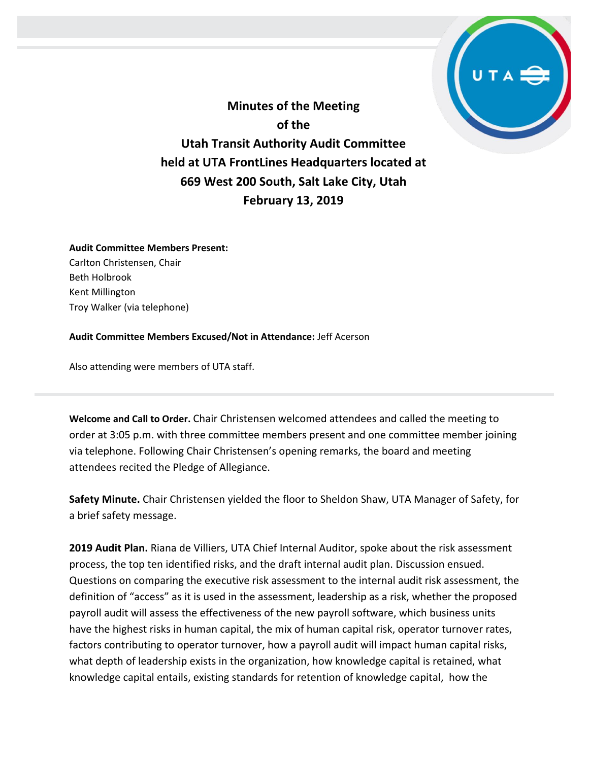**Minutes of the Meeting of the Utah Transit Authority Audit Committee held at UTA FrontLines Headquarters located at 669 West 200 South, Salt Lake City, Utah February 13, 2019**

**Audit Committee Members Present:**
Carlton Christensen, Chair
Beth Holbrook
Kent Millington
Troy Walker (via telephone)

**Audit Committee Members Excused/Not in Attendance:** Jeff Acerson

Also attending were members of UTA staff.

**Welcome and Call to Order.** Chair Christensen welcomed attendees and called the meeting to order at 3:05 p.m. with three committee members present and one committee member joining via telephone. Following Chair Christensen's opening remarks, the board and meeting attendees recited the Pledge of Allegiance.

**Safety Minute.** Chair Christensen yielded the floor to Sheldon Shaw, UTA Manager of Safety, for a brief safety message.

**2019 Audit Plan.** Riana de Villiers, UTA Chief Internal Auditor, spoke about the risk assessment process, the top ten identified risks, and the draft internal audit plan. Discussion ensued. Questions on comparing the executive risk assessment to the internal audit risk assessment, the definition of "access" as it is used in the assessment, leadership as a risk, whether the proposed payroll audit will assess the effectiveness of the new payroll software, which business units have the highest risks in human capital, the mix of human capital risk, operator turnover rates, factors contributing to operator turnover, how a payroll audit will impact human capital risks, what depth of leadership exists in the organization, how knowledge capital is retained, what knowledge capital entails, existing standards for retention of knowledge capital, how the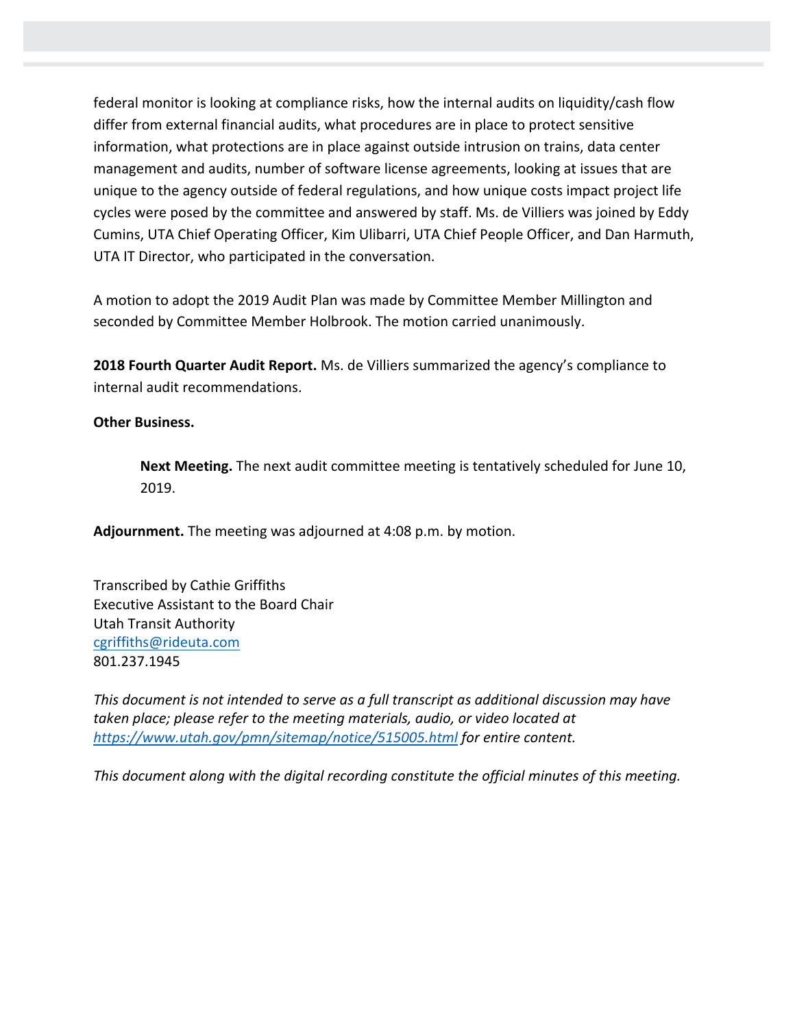federal monitor is looking at compliance risks, how the internal audits on liquidity/cash flow differ from external financial audits, what procedures are in place to protect sensitive information, what protections are in place against outside intrusion on trains, data center management and audits, number of software license agreements, looking at issues that are unique to the agency outside of federal regulations, and how unique costs impact project life cycles were posed by the committee and answered by staff. Ms. de Villiers was joined by Eddy Cumins, UTA Chief Operating Officer, Kim Ulibarri, UTA Chief People Officer, and Dan Harmuth, UTA IT Director, who participated in the conversation.

A motion to adopt the 2019 Audit Plan was made by Committee Member Millington and seconded by Committee Member Holbrook. The motion carried unanimously.

**2018 Fourth Quarter Audit Report.** Ms. de Villiers summarized the agency's compliance to internal audit recommendations.

**Other Business.**

> **Next Meeting.** The next audit committee meeting is tentatively scheduled for June 10, 2019.

**Adjournment.** The meeting was adjourned at 4:08 p.m. by motion.

Transcribed by Cathie Griffiths
Executive Assistant to the Board Chair
Utah Transit Authority
cgriffiths@rideuta.com
801.237.1945

*This document is not intended to serve as a full transcript as additional discussion may have taken place; please refer to the meeting materials, audio, or video located at https://www.utah.gov/pmn/sitemap/notice/515005.html for entire content.*

*This document along with the digital recording constitute the official minutes of this meeting.*